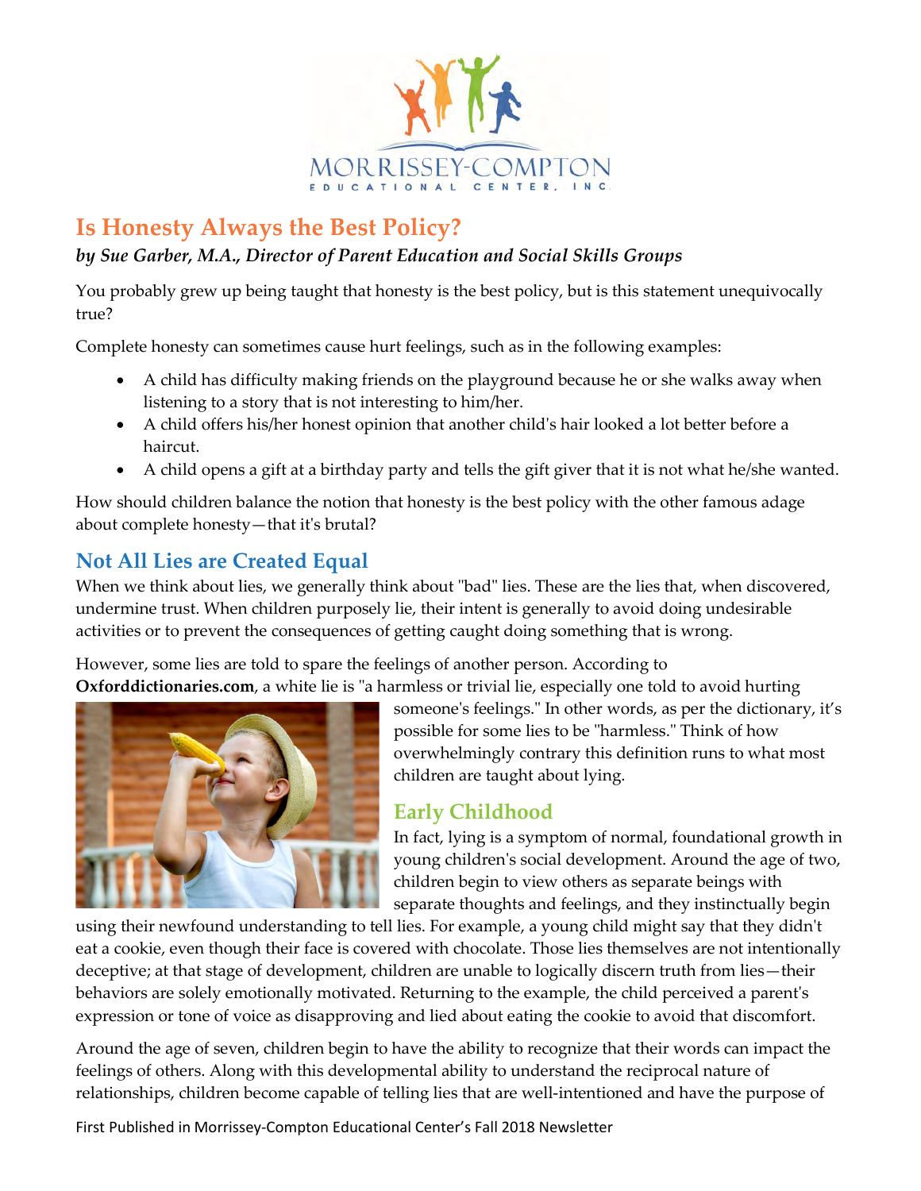MORRISSEY-COMPTON EDUCATIONAL CENTER, INC.

# Is Honesty Always the Best Policy?

***by Sue Garber, M.A., Director of Parent Education and Social Skills Groups***

You probably grew up being taught that honesty is the best policy, but is this statement unequivocally true?

Complete honesty can sometimes cause hurt feelings, such as in the following examples:

- A child has difficulty making friends on the playground because he or she walks away when listening to a story that is not interesting to him/her.
- A child offers his/her honest opinion that another child's hair looked a lot better before a haircut.
- A child opens a gift at a birthday party and tells the gift giver that it is not what he/she wanted.

How should children balance the notion that honesty is the best policy with the other famous adage about complete honesty—that it's brutal?

## Not All Lies are Created Equal

When we think about lies, we generally think about "bad" lies. These are the lies that, when discovered, undermine trust. When children purposely lie, their intent is generally to avoid doing undesirable activities or to prevent the consequences of getting caught doing something that is wrong.

However, some lies are told to spare the feelings of another person. According to **Oxforddictionaries.com**, a white lie is "a harmless or trivial lie, especially one told to avoid hurting someone's feelings." In other words, as per the dictionary, it's possible for some lies to be "harmless." Think of how overwhelmingly contrary this definition runs to what most children are taught about lying.

## Early Childhood

In fact, lying is a symptom of normal, foundational growth in young children's social development. Around the age of two, children begin to view others as separate beings with separate thoughts and feelings, and they instinctually begin using their newfound understanding to tell lies. For example, a young child might say that they didn't eat a cookie, even though their face is covered with chocolate. Those lies themselves are not intentionally deceptive; at that stage of development, children are unable to logically discern truth from lies—their behaviors are solely emotionally motivated. Returning to the example, the child perceived a parent's expression or tone of voice as disapproving and lied about eating the cookie to avoid that discomfort.

Around the age of seven, children begin to have the ability to recognize that their words can impact the feelings of others. Along with this developmental ability to understand the reciprocal nature of relationships, children become capable of telling lies that are well-intentioned and have the purpose of

First Published in Morrissey-Compton Educational Center's Fall 2018 Newsletter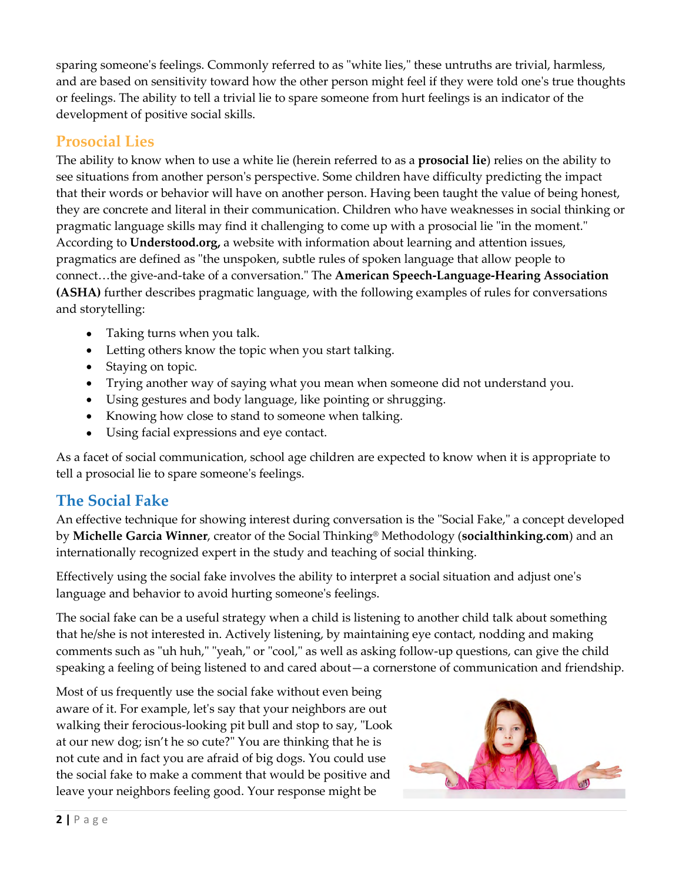sparing someone's feelings. Commonly referred to as "white lies," these untruths are trivial, harmless, and are based on sensitivity toward how the other person might feel if they were told one's true thoughts or feelings. The ability to tell a trivial lie to spare someone from hurt feelings is an indicator of the development of positive social skills.

## Prosocial Lies

The ability to know when to use a white lie (herein referred to as a **prosocial lie**) relies on the ability to see situations from another person's perspective. Some children have difficulty predicting the impact that their words or behavior will have on another person. Having been taught the value of being honest, they are concrete and literal in their communication. Children who have weaknesses in social thinking or pragmatic language skills may find it challenging to come up with a prosocial lie "in the moment." According to **Understood.org,** a website with information about learning and attention issues, pragmatics are defined as "the unspoken, subtle rules of spoken language that allow people to connect…the give-and-take of a conversation." The **American Speech-Language-Hearing Association (ASHA)** further describes pragmatic language, with the following examples of rules for conversations and storytelling:

- Taking turns when you talk.
- Letting others know the topic when you start talking.
- Staying on topic.
- Trying another way of saying what you mean when someone did not understand you.
- Using gestures and body language, like pointing or shrugging.
- Knowing how close to stand to someone when talking.
- Using facial expressions and eye contact.

As a facet of social communication, school age children are expected to know when it is appropriate to tell a prosocial lie to spare someone's feelings.

## The Social Fake

An effective technique for showing interest during conversation is the "Social Fake," a concept developed by **Michelle Garcia Winner**, creator of the Social Thinking® Methodology (**socialthinking.com**) and an internationally recognized expert in the study and teaching of social thinking.

Effectively using the social fake involves the ability to interpret a social situation and adjust one's language and behavior to avoid hurting someone's feelings.

The social fake can be a useful strategy when a child is listening to another child talk about something that he/she is not interested in. Actively listening, by maintaining eye contact, nodding and making comments such as "uh huh," "yeah," or "cool," as well as asking follow-up questions, can give the child speaking a feeling of being listened to and cared about—a cornerstone of communication and friendship.

Most of us frequently use the social fake without even being aware of it. For example, let's say that your neighbors are out walking their ferocious-looking pit bull and stop to say, "Look at our new dog; isn't he so cute?" You are thinking that he is not cute and in fact you are afraid of big dogs. You could use the social fake to make a comment that would be positive and leave your neighbors feeling good. Your response might be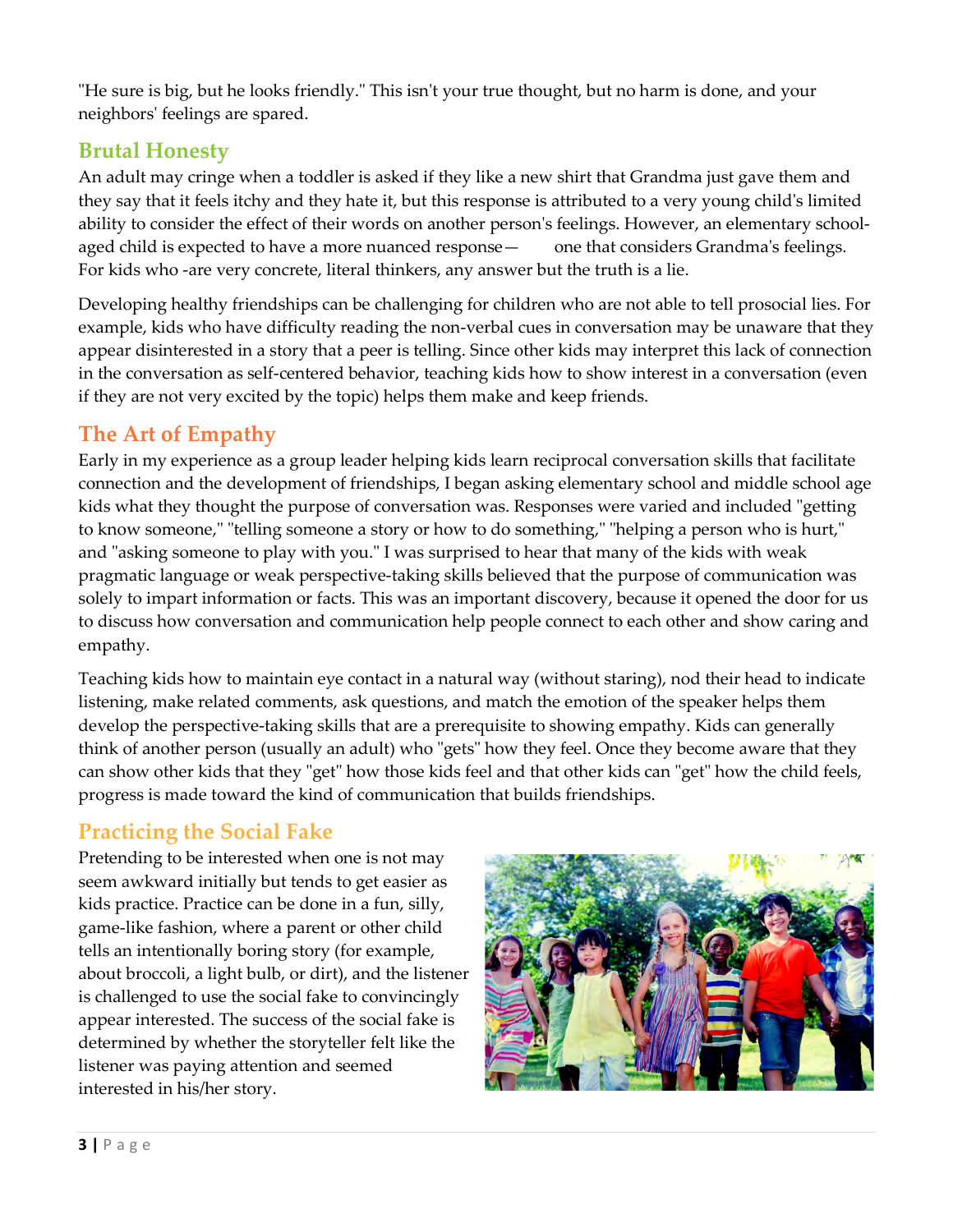"He sure is big, but he looks friendly." This isn't your true thought, but no harm is done, and your neighbors' feelings are spared.

## Brutal Honesty

An adult may cringe when a toddler is asked if they like a new shirt that Grandma just gave them and they say that it feels itchy and they hate it, but this response is attributed to a very young child's limited ability to consider the effect of their words on another person's feelings. However, an elementary school-aged child is expected to have a more nuanced response— one that considers Grandma's feelings. For kids who -are very concrete, literal thinkers, any answer but the truth is a lie.

Developing healthy friendships can be challenging for children who are not able to tell prosocial lies. For example, kids who have difficulty reading the non-verbal cues in conversation may be unaware that they appear disinterested in a story that a peer is telling. Since other kids may interpret this lack of connection in the conversation as self-centered behavior, teaching kids how to show interest in a conversation (even if they are not very excited by the topic) helps them make and keep friends.

## The Art of Empathy

Early in my experience as a group leader helping kids learn reciprocal conversation skills that facilitate connection and the development of friendships, I began asking elementary school and middle school age kids what they thought the purpose of conversation was. Responses were varied and included "getting to know someone," "telling someone a story or how to do something," "helping a person who is hurt," and "asking someone to play with you." I was surprised to hear that many of the kids with weak pragmatic language or weak perspective-taking skills believed that the purpose of communication was solely to impart information or facts. This was an important discovery, because it opened the door for us to discuss how conversation and communication help people connect to each other and show caring and empathy.

Teaching kids how to maintain eye contact in a natural way (without staring), nod their head to indicate listening, make related comments, ask questions, and match the emotion of the speaker helps them develop the perspective-taking skills that are a prerequisite to showing empathy. Kids can generally think of another person (usually an adult) who "gets" how they feel. Once they become aware that they can show other kids that they "get" how those kids feel and that other kids can "get" how the child feels, progress is made toward the kind of communication that builds friendships.

## Practicing the Social Fake

Pretending to be interested when one is not may seem awkward initially but tends to get easier as kids practice. Practice can be done in a fun, silly, game-like fashion, where a parent or other child tells an intentionally boring story (for example, about broccoli, a light bulb, or dirt), and the listener is challenged to use the social fake to convincingly appear interested. The success of the social fake is determined by whether the storyteller felt like the listener was paying attention and seemed interested in his/her story.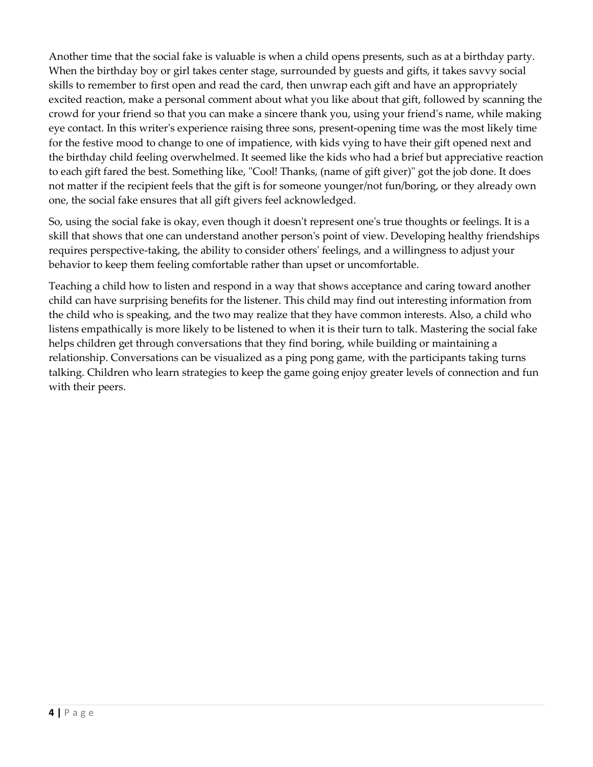Another time that the social fake is valuable is when a child opens presents, such as at a birthday party. When the birthday boy or girl takes center stage, surrounded by guests and gifts, it takes savvy social skills to remember to first open and read the card, then unwrap each gift and have an appropriately excited reaction, make a personal comment about what you like about that gift, followed by scanning the crowd for your friend so that you can make a sincere thank you, using your friend's name, while making eye contact. In this writer's experience raising three sons, present-opening time was the most likely time for the festive mood to change to one of impatience, with kids vying to have their gift opened next and the birthday child feeling overwhelmed. It seemed like the kids who had a brief but appreciative reaction to each gift fared the best. Something like, "Cool! Thanks, (name of gift giver)" got the job done. It does not matter if the recipient feels that the gift is for someone younger/not fun/boring, or they already own one, the social fake ensures that all gift givers feel acknowledged.

So, using the social fake is okay, even though it doesn't represent one's true thoughts or feelings. It is a skill that shows that one can understand another person's point of view. Developing healthy friendships requires perspective-taking, the ability to consider others' feelings, and a willingness to adjust your behavior to keep them feeling comfortable rather than upset or uncomfortable.

Teaching a child how to listen and respond in a way that shows acceptance and caring toward another child can have surprising benefits for the listener. This child may find out interesting information from the child who is speaking, and the two may realize that they have common interests. Also, a child who listens empathically is more likely to be listened to when it is their turn to talk. Mastering the social fake helps children get through conversations that they find boring, while building or maintaining a relationship. Conversations can be visualized as a ping pong game, with the participants taking turns talking. Children who learn strategies to keep the game going enjoy greater levels of connection and fun with their peers.